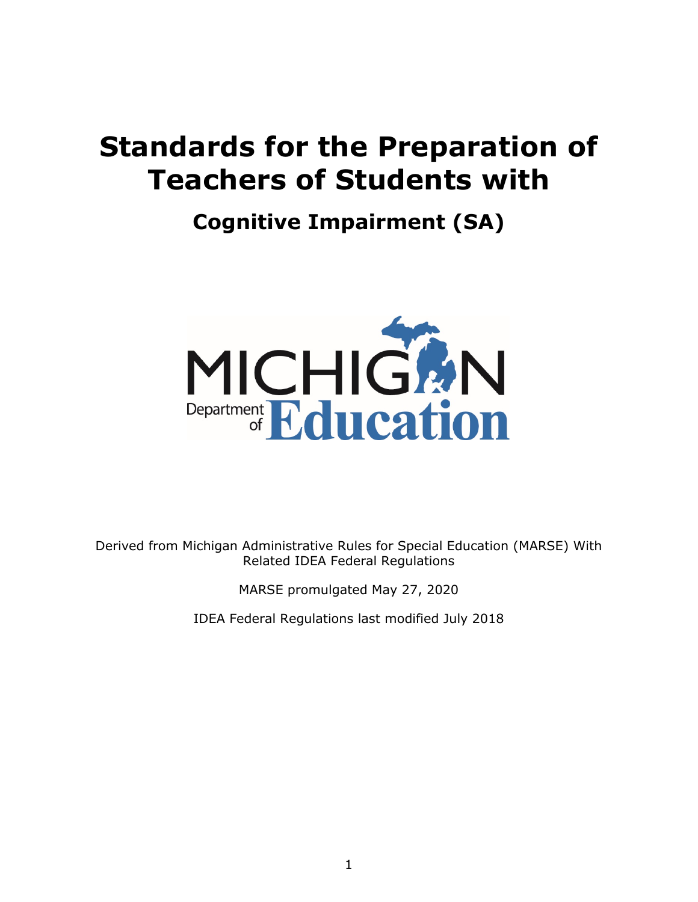# Standards for the Preparation of Teachers of Students with

## Cognitive Impairment (SA)

MICHIGAN Department of Education

Derived from Michigan Administrative Rules for Special Education (MARSE) With Related IDEA Federal Regulations

MARSE promulgated May 27, 2020

IDEA Federal Regulations last modified July 2018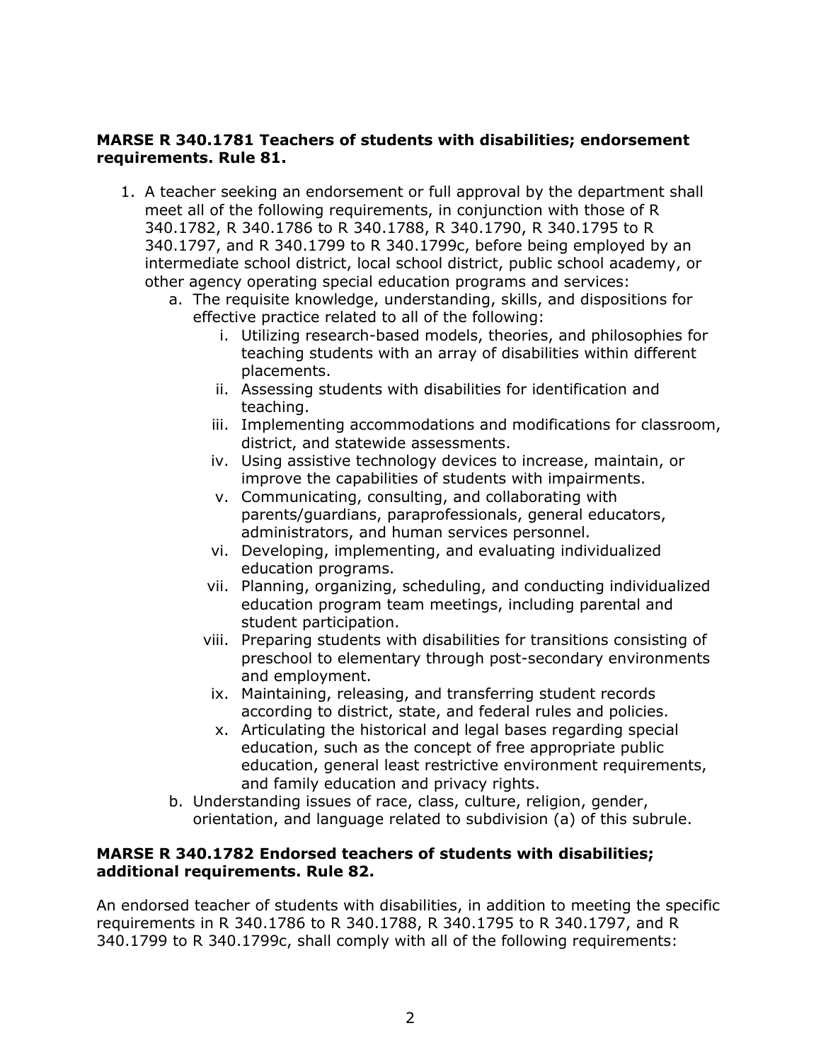**MARSE R 340.1781 Teachers of students with disabilities; endorsement requirements. Rule 81.**

1. A teacher seeking an endorsement or full approval by the department shall meet all of the following requirements, in conjunction with those of R 340.1782, R 340.1786 to R 340.1788, R 340.1790, R 340.1795 to R 340.1797, and R 340.1799 to R 340.1799c, before being employed by an intermediate school district, local school district, public school academy, or other agency operating special education programs and services:
   a. The requisite knowledge, understanding, skills, and dispositions for effective practice related to all of the following:
      i. Utilizing research-based models, theories, and philosophies for teaching students with an array of disabilities within different placements.
      ii. Assessing students with disabilities for identification and teaching.
      iii. Implementing accommodations and modifications for classroom, district, and statewide assessments.
      iv. Using assistive technology devices to increase, maintain, or improve the capabilities of students with impairments.
      v. Communicating, consulting, and collaborating with parents/guardians, paraprofessionals, general educators, administrators, and human services personnel.
      vi. Developing, implementing, and evaluating individualized education programs.
      vii. Planning, organizing, scheduling, and conducting individualized education program team meetings, including parental and student participation.
      viii. Preparing students with disabilities for transitions consisting of preschool to elementary through post-secondary environments and employment.
      ix. Maintaining, releasing, and transferring student records according to district, state, and federal rules and policies.
      x. Articulating the historical and legal bases regarding special education, such as the concept of free appropriate public education, general least restrictive environment requirements, and family education and privacy rights.
   b. Understanding issues of race, class, culture, religion, gender, orientation, and language related to subdivision (a) of this subrule.

**MARSE R 340.1782 Endorsed teachers of students with disabilities; additional requirements. Rule 82.**

An endorsed teacher of students with disabilities, in addition to meeting the specific requirements in R 340.1786 to R 340.1788, R 340.1795 to R 340.1797, and R 340.1799 to R 340.1799c, shall comply with all of the following requirements: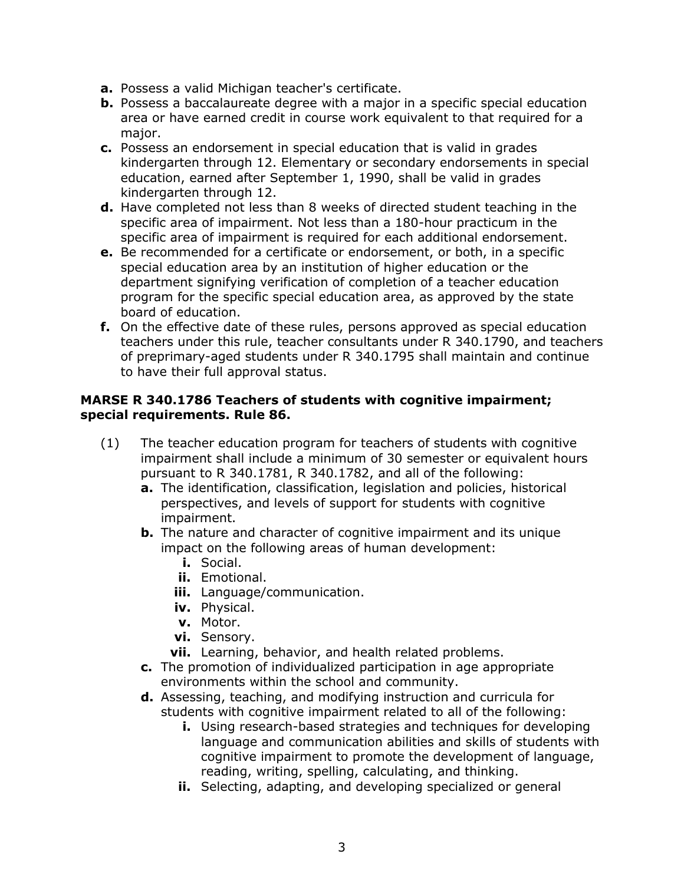- **a.** Possess a valid Michigan teacher's certificate.
- **b.** Possess a baccalaureate degree with a major in a specific special education area or have earned credit in course work equivalent to that required for a major.
- **c.** Possess an endorsement in special education that is valid in grades kindergarten through 12. Elementary or secondary endorsements in special education, earned after September 1, 1990, shall be valid in grades kindergarten through 12.
- **d.** Have completed not less than 8 weeks of directed student teaching in the specific area of impairment. Not less than a 180-hour practicum in the specific area of impairment is required for each additional endorsement.
- **e.** Be recommended for a certificate or endorsement, or both, in a specific special education area by an institution of higher education or the department signifying verification of completion of a teacher education program for the specific special education area, as approved by the state board of education.
- **f.** On the effective date of these rules, persons approved as special education teachers under this rule, teacher consultants under R 340.1790, and teachers of preprimary-aged students under R 340.1795 shall maintain and continue to have their full approval status.

**MARSE R 340.1786 Teachers of students with cognitive impairment; special requirements. Rule 86.**

(1) The teacher education program for teachers of students with cognitive impairment shall include a minimum of 30 semester or equivalent hours pursuant to R 340.1781, R 340.1782, and all of the following:

- **a.** The identification, classification, legislation and policies, historical perspectives, and levels of support for students with cognitive impairment.
- **b.** The nature and character of cognitive impairment and its unique impact on the following areas of human development:
  - **i.** Social.
  - **ii.** Emotional.
  - **iii.** Language/communication.
  - **iv.** Physical.
  - **v.** Motor.
  - **vi.** Sensory.
  - **vii.** Learning, behavior, and health related problems.
- **c.** The promotion of individualized participation in age appropriate environments within the school and community.
- **d.** Assessing, teaching, and modifying instruction and curricula for students with cognitive impairment related to all of the following:
  - **i.** Using research-based strategies and techniques for developing language and communication abilities and skills of students with cognitive impairment to promote the development of language, reading, writing, spelling, calculating, and thinking.
  - **ii.** Selecting, adapting, and developing specialized or general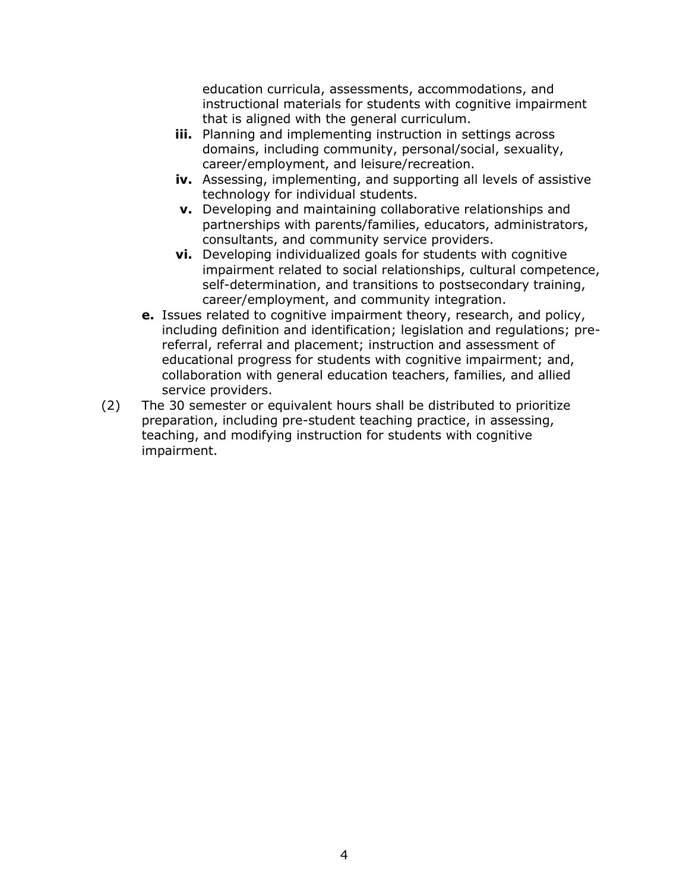education curricula, assessments, accommodations, and instructional materials for students with cognitive impairment that is aligned with the general curriculum.

- **iii.** Planning and implementing instruction in settings across domains, including community, personal/social, sexuality, career/employment, and leisure/recreation.
- **iv.** Assessing, implementing, and supporting all levels of assistive technology for individual students.
- **v.** Developing and maintaining collaborative relationships and partnerships with parents/families, educators, administrators, consultants, and community service providers.
- **vi.** Developing individualized goals for students with cognitive impairment related to social relationships, cultural competence, self-determination, and transitions to postsecondary training, career/employment, and community integration.

**e.** Issues related to cognitive impairment theory, research, and policy, including definition and identification; legislation and regulations; pre-referral, referral and placement; instruction and assessment of educational progress for students with cognitive impairment; and, collaboration with general education teachers, families, and allied service providers.

(2) The 30 semester or equivalent hours shall be distributed to prioritize preparation, including pre-student teaching practice, in assessing, teaching, and modifying instruction for students with cognitive impairment.